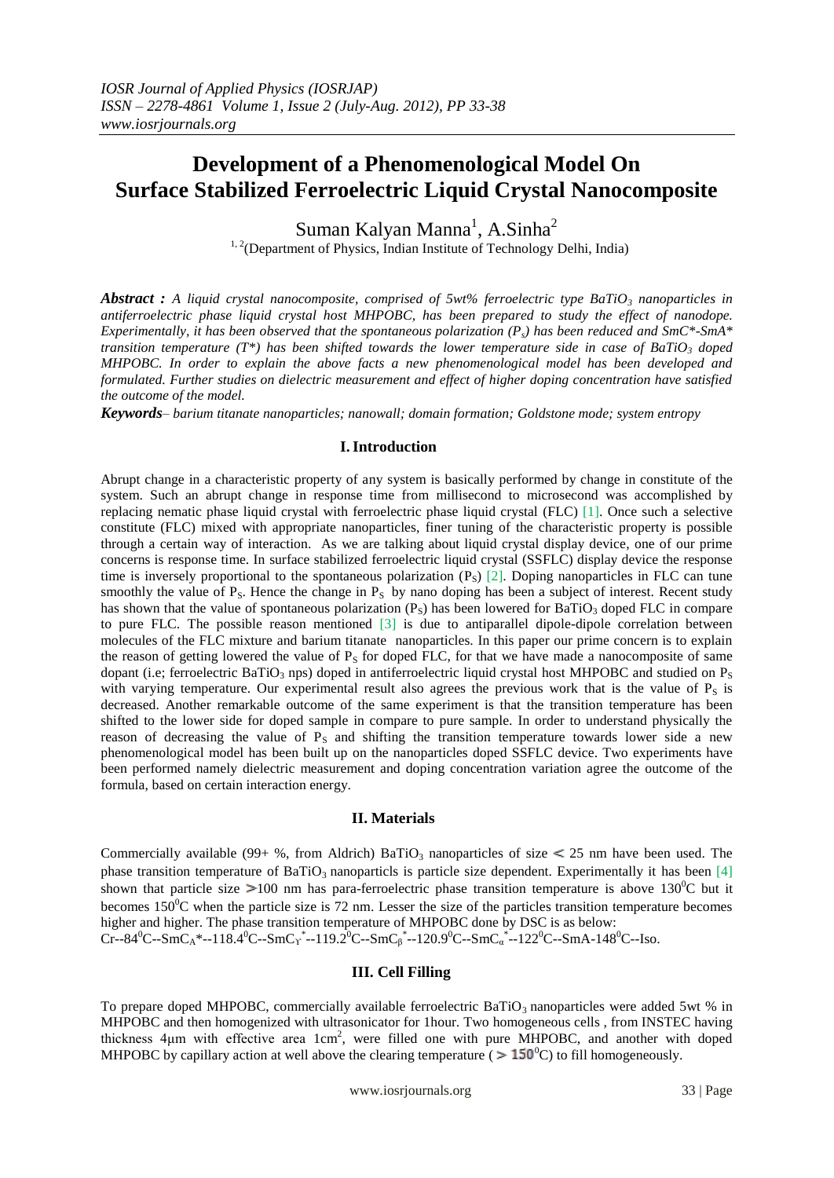# Development of a Phenomenological Model On Surface Stabilized Ferroelectric Liquid Crystal Nanocomposite

Suman Kalyan Manna[1], A.Sinha[2]

[1, 2](Department of Physics, Indian Institute of Technology Delhi, India)

***Abstract :*** *A liquid crystal nanocomposite, comprised of 5wt% ferroelectric type $BaTiO_3$ nanoparticles in antiferroelectric phase liquid crystal host MHPOBC, has been prepared to study the effect of nanodope. Experimentally, it has been observed that the spontaneous polarization ($P_s$) has been reduced and SmC\*-SmA\* transition temperature (T\*) has been shifted towards the lower temperature side in case of $BaTiO_3$ doped MHPOBC. In order to explain the above facts a new phenomenological model has been developed and formulated. Further studies on dielectric measurement and effect of higher doping concentration have satisfied the outcome of the model.*

***Keywords****– barium titanate nanoparticles; nanowall; domain formation; Goldstone mode; system entropy*

## I. Introduction

Abrupt change in a characteristic property of any system is basically performed by change in constitute of the system. Such an abrupt change in response time from millisecond to microsecond was accomplished by replacing nematic phase liquid crystal with ferroelectric phase liquid crystal (FLC) [1]. Once such a selective constitute (FLC) mixed with appropriate nanoparticles, finer tuning of the characteristic property is possible through a certain way of interaction. As we are talking about liquid crystal display device, one of our prime concerns is response time. In surface stabilized ferroelectric liquid crystal (SSFLC) display device the response time is inversely proportional to the spontaneous polarization ($P_S$) [2]. Doping nanoparticles in FLC can tune smoothly the value of $P_S$. Hence the change in $P_S$ by nano doping has been a subject of interest. Recent study has shown that the value of spontaneous polarization ($P_S$) has been lowered for $BaTiO_3$ doped FLC in compare to pure FLC. The possible reason mentioned [3] is due to antiparallel dipole-dipole correlation between molecules of the FLC mixture and barium titanate nanoparticles. In this paper our prime concern is to explain the reason of getting lowered the value of $P_S$ for doped FLC, for that we have made a nanocomposite of same dopant (i.e; ferroelectric $BaTiO_3$ nps) doped in antiferroelectric liquid crystal host MHPOBC and studied on $P_S$ with varying temperature. Our experimental result also agrees the previous work that is the value of $P_S$ is decreased. Another remarkable outcome of the same experiment is that the transition temperature has been shifted to the lower side for doped sample in compare to pure sample. In order to understand physically the reason of decreasing the value of $P_S$ and shifting the transition temperature towards lower side a new phenomenological model has been built up on the nanoparticles doped SSFLC device. Two experiments have been performed namely dielectric measurement and doping concentration variation agree the outcome of the formula, based on certain interaction energy.

## II. Materials

Commercially available (99+ %, from Aldrich) $BaTiO_3$ nanoparticles of size $<$ 25 nm have been used. The phase transition temperature of $BaTiO_3$ nanoparticls is particle size dependent. Experimentally it has been [4] shown that particle size $>$100 nm has para-ferroelectric phase transition temperature is above $130^0$C but it becomes $150^0$C when the particle size is 72 nm. Lesser the size of the particles transition temperature becomes higher and higher. The phase transition temperature of MHPOBC done by DSC is as below:
Cr--$84^0$C--$SmC_A$\*--$118.4^0$C--$SmC_\gamma^*$--$119.2^0$C--$SmC_\beta^*$--$120.9^0$C--$SmC_\alpha^*$--$122^0$C--SmA-$148^0$C--Iso.

## III. Cell Filling

To prepare doped MHPOBC, commercially available ferroelectric $BaTiO_3$ nanoparticles were added 5wt % in MHPOBC and then homogenized with ultrasonicator for 1hour. Two homogeneous cells , from INSTEC having thickness 4μm with effective area 1cm$^2$, were filled one with pure MHPOBC, and another with doped MHPOBC by capillary action at well above the clearing temperature ($>$ $150^0$C) to fill homogeneously.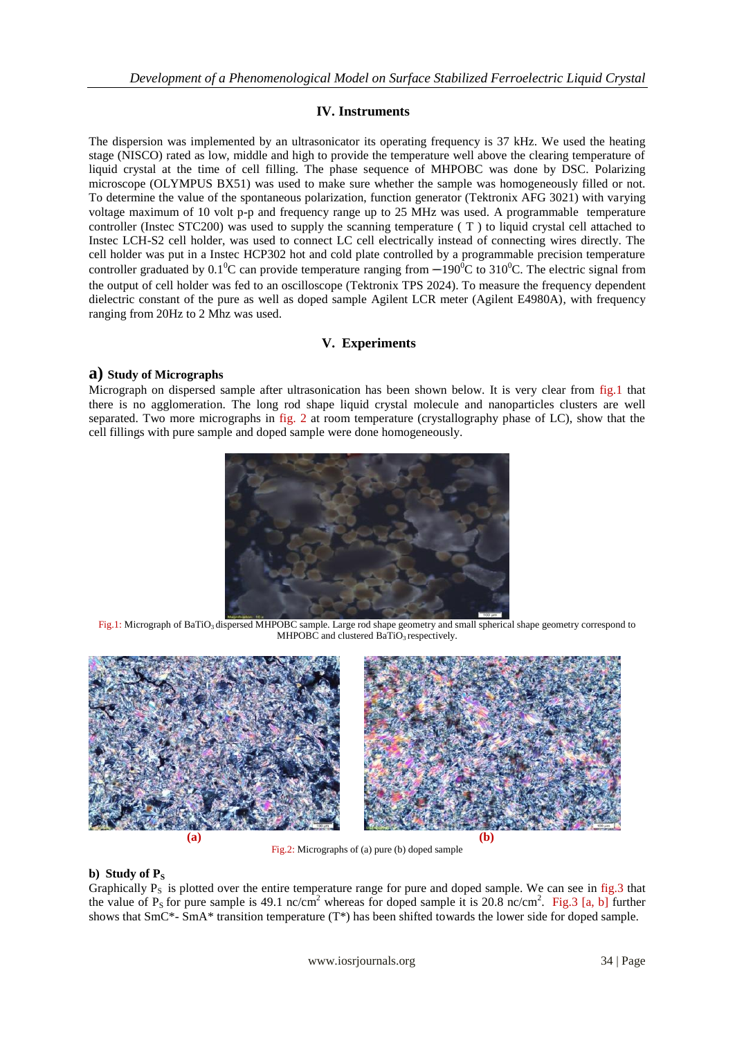## IV. Instruments

The dispersion was implemented by an ultrasonicator its operating frequency is 37 kHz. We used the heating stage (NISCO) rated as low, middle and high to provide the temperature well above the clearing temperature of liquid crystal at the time of cell filling. The phase sequence of MHPOBC was done by DSC. Polarizing microscope (OLYMPUS BX51) was used to make sure whether the sample was homogeneously filled or not. To determine the value of the spontaneous polarization, function generator (Tektronix AFG 3021) with varying voltage maximum of 10 volt p-p and frequency range up to 25 MHz was used. A programmable temperature controller (Instec STC200) was used to supply the scanning temperature ( T ) to liquid crystal cell attached to Instec LCH-S2 cell holder, was used to connect LC cell electrically instead of connecting wires directly. The cell holder was put in a Instec HCP302 hot and cold plate controlled by a programmable precision temperature controller graduated by $0.1^0$C can provide temperature ranging from $-190^0$C to $310^0$C. The electric signal from the output of cell holder was fed to an oscilloscope (Tektronix TPS 2024). To measure the frequency dependent dielectric constant of the pure as well as doped sample Agilent LCR meter (Agilent E4980A), with frequency ranging from 20Hz to 2 Mhz was used.

## V. Experiments

### a) Study of Micrographs

Micrograph on dispersed sample after ultrasonication has been shown below. It is very clear from fig.1 that there is no agglomeration. The long rod shape liquid crystal molecule and nanoparticles clusters are well separated. Two more micrographs in fig. 2 at room temperature (crystallography phase of LC), show that the cell fillings with pure sample and doped sample were done homogeneously.

Fig.1: Micrograph of $BaTiO_3$ dispersed MHPOBC sample. Large rod shape geometry and small spherical shape geometry correspond to MHPOBC and clustered $BaTiO_3$ respectively.

(a) (b)

Fig.2: Micrographs of (a) pure (b) doped sample

### b) Study of $P_S$

Graphically $P_S$ is plotted over the entire temperature range for pure and doped sample. We can see in fig.3 that the value of $P_S$ for pure sample is 49.1 nc/cm$^2$ whereas for doped sample it is 20.8 nc/cm$^2$. Fig.3 [a, b] further shows that SmC*- SmA* transition temperature (T*) has been shifted towards the lower side for doped sample.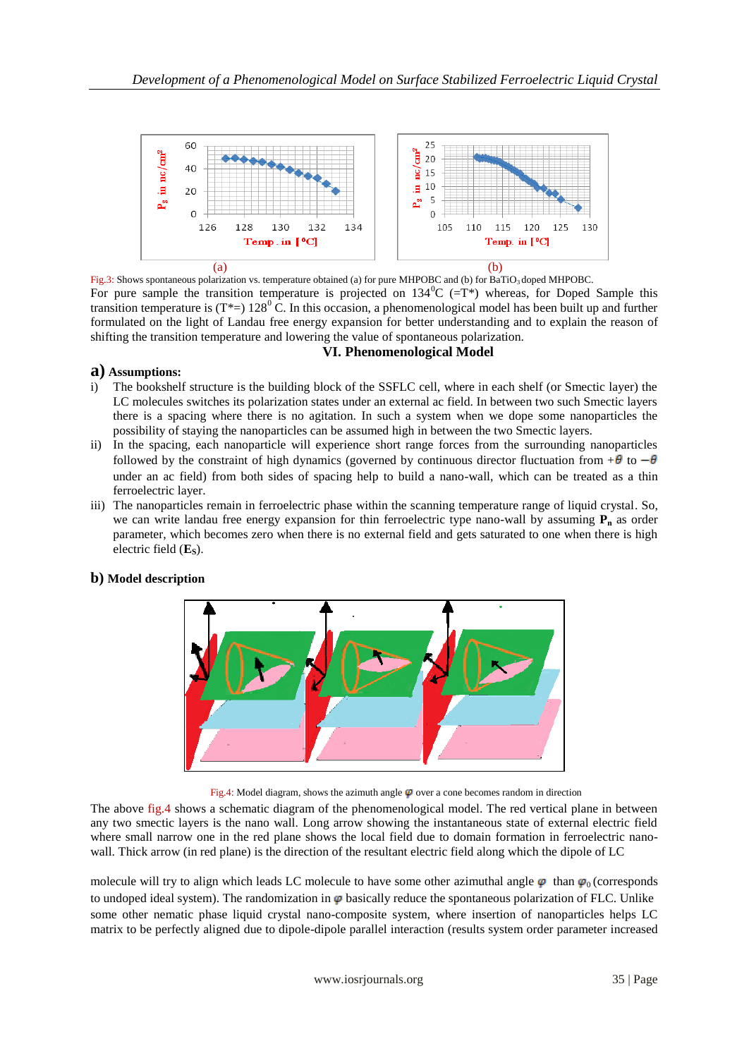Fig.3: Shows spontaneous polarization vs. temperature obtained (a) for pure MHPOBC and (b) for $BaTiO_3$ doped MHPOBC.

For pure sample the transition temperature is projected on $134^0$C (=T*) whereas, for Doped Sample this transition temperature is (T*=) $128^0$ C. In this occasion, a phenomenological model has been built up and further formulated on the light of Landau free energy expansion for better understanding and to explain the reason of shifting the transition temperature and lowering the value of spontaneous polarization.

## VI. Phenomenological Model

### a) Assumptions:

i) The bookshelf structure is the building block of the SSFLC cell, where in each shelf (or Smectic layer) the LC molecules switches its polarization states under an external ac field. In between two such Smectic layers there is a spacing where there is no agitation. In such a system when we dope some nanoparticles the possibility of staying the nanoparticles can be assumed high in between the two Smectic layers.

ii) In the spacing, each nanoparticle will experience short range forces from the surrounding nanoparticles followed by the constraint of high dynamics (governed by continuous director fluctuation from $+\theta$ to $-\theta$ under an ac field) from both sides of spacing help to build a nano-wall, which can be treated as a thin ferroelectric layer.

iii) The nanoparticles remain in ferroelectric phase within the scanning temperature range of liquid crystal. So, we can write landau free energy expansion for thin ferroelectric type nano-wall by assuming $\mathbf{P_n}$ as order parameter, which becomes zero when there is no external field and gets saturated to one when there is high electric field ($\mathbf{E_S}$).

### b) Model description

Fig.4: Model diagram, shows the azimuth angle $\varphi$ over a cone becomes random in direction

The above fig.4 shows a schematic diagram of the phenomenological model. The red vertical plane in between any two smectic layers is the nano wall. Long arrow showing the instantaneous state of external electric field where small narrow one in the red plane shows the local field due to domain formation in ferroelectric nano-wall. Thick arrow (in red plane) is the direction of the resultant electric field along which the dipole of LC molecule will try to align which leads LC molecule to have some other azimuthal angle $\varphi$ than $\varphi_0$ (corresponds to undoped ideal system). The randomization in $\varphi$ basically reduce the spontaneous polarization of FLC. Unlike some other nematic phase liquid crystal nano-composite system, where insertion of nanoparticles helps LC matrix to be perfectly aligned due to dipole-dipole parallel interaction (results system order parameter increased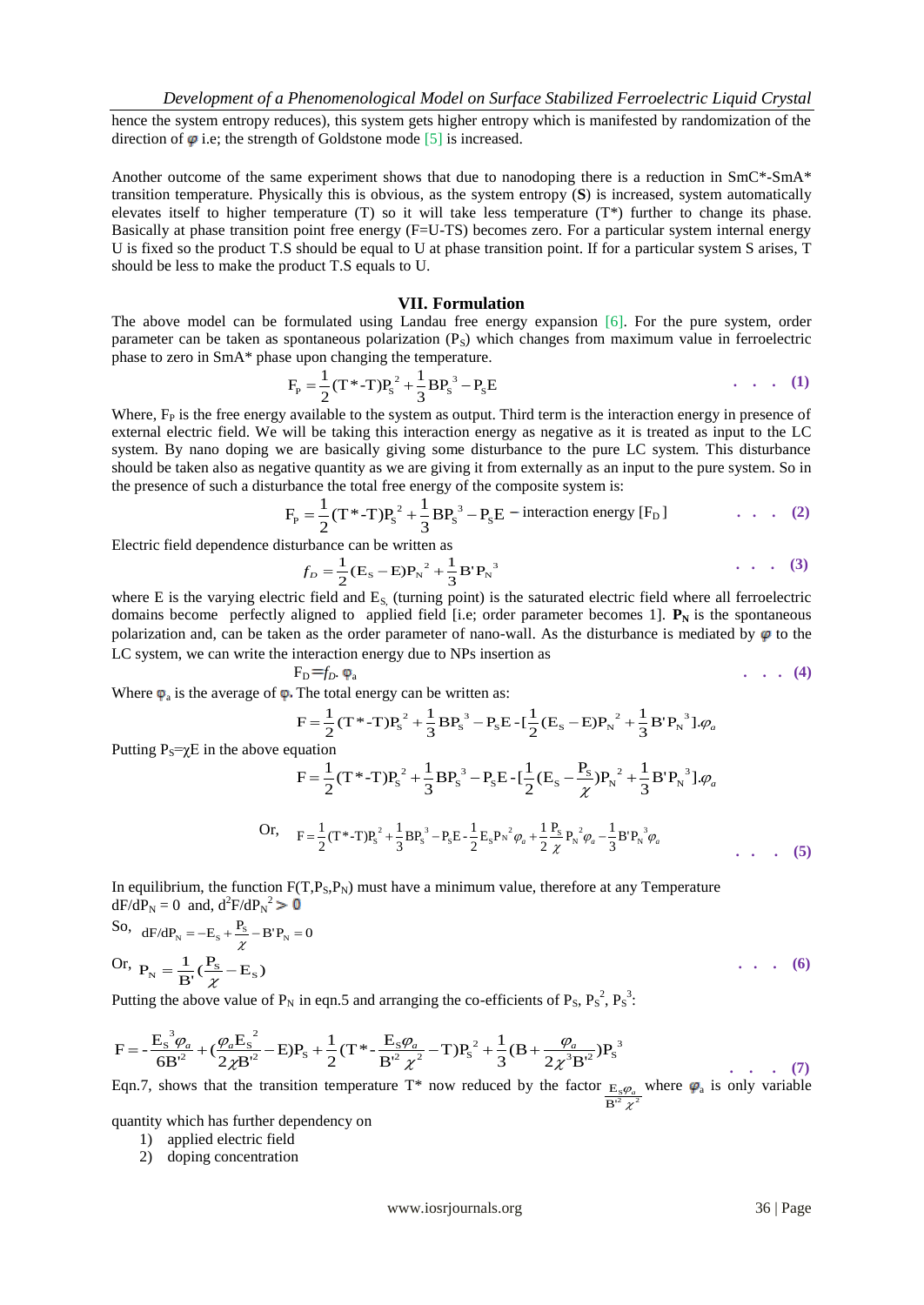hence the system entropy reduces), this system gets higher entropy which is manifested by randomization of the direction of $\varphi$ i.e; the strength of Goldstone mode [5] is increased.

Another outcome of the same experiment shows that due to nanodoping there is a reduction in SmC*-SmA* transition temperature. Physically this is obvious, as the system entropy (**S**) is increased, system automatically elevates itself to higher temperature (T) so it will take less temperature (T*) further to change its phase. Basically at phase transition point free energy (F=U-TS) becomes zero. For a particular system internal energy U is fixed so the product T.S should be equal to U at phase transition point. If for a particular system S arises, T should be less to make the product T.S equals to U.

## VII. Formulation

The above model can be formulated using Landau free energy expansion [6]. For the pure system, order parameter can be taken as spontaneous polarization ($P_S$) which changes from maximum value in ferroelectric phase to zero in SmA* phase upon changing the temperature.

$$F_P = \frac{1}{2}(T^*-T)P_S^2 + \frac{1}{3}BP_S^3 - P_S E \qquad (1)$$

Where, $F_P$ is the free energy available to the system as output. Third term is the interaction energy in presence of external electric field. We will be taking this interaction energy as negative as it is treated as input to the LC system. By nano doping we are basically giving some disturbance to the pure LC system. This disturbance should be taken also as negative quantity as we are giving it from externally as an input to the pure system. So in the presence of such a disturbance the total free energy of the composite system is:

$$F_P = \frac{1}{2}(T^*-T)P_S^2 + \frac{1}{3}BP_S^3 - P_S E - \text{interaction energy } [F_D] \qquad (2)$$

Electric field dependence disturbance can be written as

$$f_D = \frac{1}{2}(E_S - E)P_N^2 + \frac{1}{3}B'P_N^3 \qquad (3)$$

where E is the varying electric field and $E_S$ (turning point) is the saturated electric field where all ferroelectric domains become perfectly aligned to applied field [i.e; order parameter becomes 1]. $\mathbf{P_N}$ is the spontaneous polarization and, can be taken as the order parameter of nano-wall. As the disturbance is mediated by $\varphi$ to the LC system, we can write the interaction energy due to NPs insertion as

$$F_D = f_D . \varphi_a \qquad (4)$$

Where $\varphi_a$ is the average of $\varphi$. The total energy can be written as:

$$F = \frac{1}{2}(T^*-T)P_S^2 + \frac{1}{3}BP_S^3 - P_S E - [\frac{1}{2}(E_S - E)P_N^2 + \frac{1}{3}B'P_N^3].\varphi_a$$

Putting $P_S = \chi E$ in the above equation

$$F = \frac{1}{2}(T^*-T)P_S^2 + \frac{1}{3}BP_S^3 - P_S E - [\frac{1}{2}(E_S - \frac{P_S}{\chi})P_N^2 + \frac{1}{3}B'P_N^3].\varphi_a$$

Or, $$F = \frac{1}{2}(T^*-T)P_S^2 + \frac{1}{3}BP_S^3 - P_S E - \frac{1}{2}E_S P_N^2 \varphi_a + \frac{1}{2}\frac{P_S}{\chi}P_N^2 \varphi_a - \frac{1}{3}B'P_N^3 \varphi_a \qquad (5)$$

In equilibrium, the function $F(T, P_S, P_N)$ must have a minimum value, therefore at any Temperature $dF/dP_N = 0$ and, $d^2F/dP_N^2 > 0$

So, $dF/dP_N = -E_S + \frac{P_S}{\chi} - B'P_N = 0$

Or, $$P_N = \frac{1}{B'}(\frac{P_S}{\chi} - E_S) \qquad (6)$$

Putting the above value of $P_N$ in eqn.5 and arranging the co-efficients of $P_S$, $P_S^2$, $P_S^3$:

$$F = -\frac{E_S^3 \varphi_a}{6B'^2} + (\frac{\varphi_a E_S^2}{2\chi B'^2} - E)P_S + \frac{1}{2}(T^* - \frac{E_S \varphi_a}{B'^2 \chi^2} - T)P_S^2 + \frac{1}{3}(B + \frac{\varphi_a}{2\chi^3 B'^2})P_S^3 \qquad (7)$$

Eqn.7, shows that the transition temperature T* now reduced by the factor $\frac{E_S \varphi_a}{B'^2 \chi^2}$ where $\varphi_a$ is only variable quantity which has further dependency on

1) applied electric field
2) doping concentration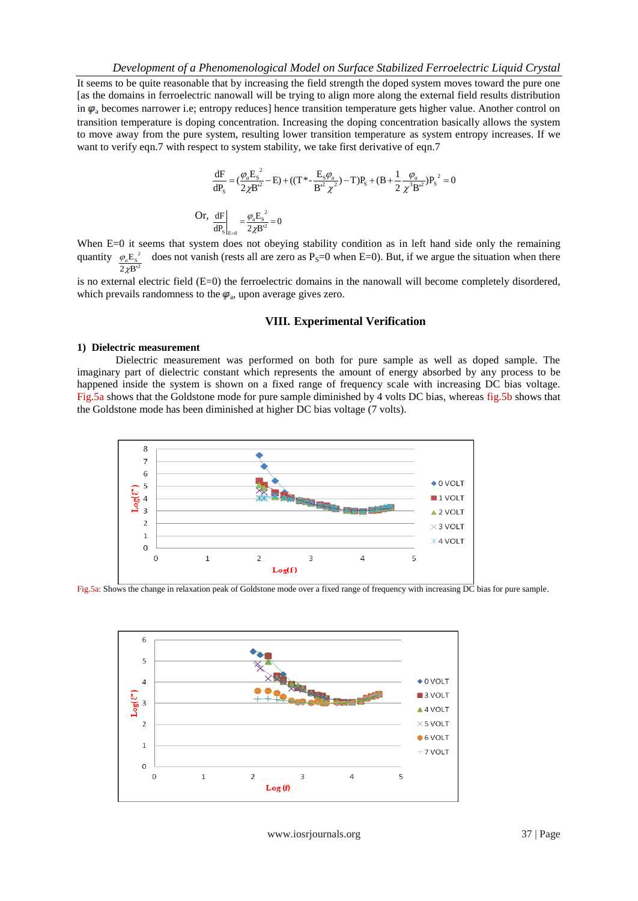It seems to be quite reasonable that by increasing the field strength the doped system moves toward the pure one [as the domains in ferroelectric nanowall will be trying to align more along the external field results distribution in $\varphi_a$ becomes narrower i.e; entropy reduces] hence transition temperature gets higher value. Another control on transition temperature is doping concentration. Increasing the doping concentration basically allows the system to move away from the pure system, resulting lower transition temperature as system entropy increases. If we want to verify eqn.7 with respect to system stability, we take first derivative of eqn.7

$$\frac{dF}{dP_S} = \left(\frac{\varphi_a E_S^{\,2}}{2\chi B'^2} - E\right) + \left(\left(T^* - \frac{E_S \varphi_a}{B'^2 \chi^2}\right) - T\right)P_S + \left(B + \frac{1}{2}\frac{\varphi_a}{\chi^3 B'^2}\right)P_S^{\,2} = 0$$

$$\text{Or, } \left.\frac{dF}{dP_S}\right|_{E=0} = \frac{\varphi_a E_S^{\,2}}{2\chi B'^2} = 0$$

When E=0 it seems that system does not obeying stability condition as in left hand side only the remaining quantity $\frac{\varphi_a E_S^{\,2}}{2\chi B'^2}$ does not vanish (rests all are zero as $P_S$=0 when E=0). But, if we argue the situation when there is no external electric field (E=0) the ferroelectric domains in the nanowall will become completely disordered, which prevails randomness to the $\varphi_a$, upon average gives zero.

## VIII. Experimental Verification

### 1) Dielectric measurement

Dielectric measurement was performed on both for pure sample as well as doped sample. The imaginary part of dielectric constant which represents the amount of energy absorbed by any process to be happened inside the system is shown on a fixed range of frequency scale with increasing DC bias voltage. Fig.5a shows that the Goldstone mode for pure sample diminished by 4 volts DC bias, whereas fig.5b shows that the Goldstone mode has been diminished at higher DC bias voltage (7 volts).

Fig.5a: Shows the change in relaxation peak of Goldstone mode over a fixed range of frequency with increasing DC bias for pure sample.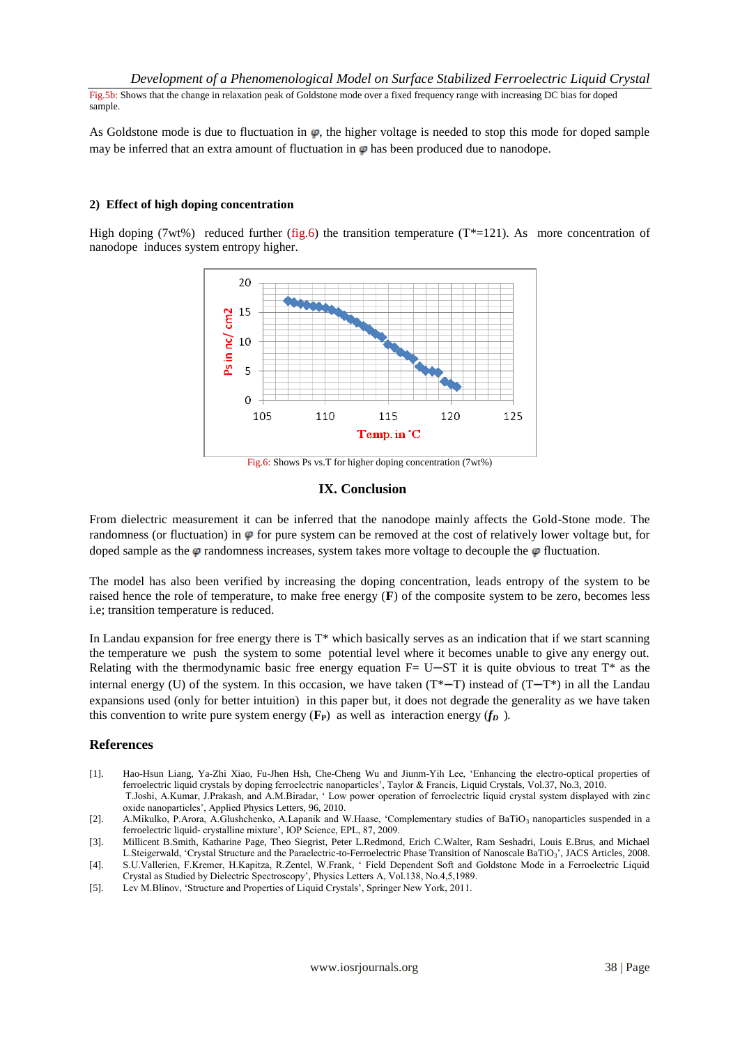Fig.5b: Shows that the change in relaxation peak of Goldstone mode over a fixed frequency range with increasing DC bias for doped sample.

As Goldstone mode is due to fluctuation in $\varphi$, the higher voltage is needed to stop this mode for doped sample may be inferred that an extra amount of fluctuation in $\varphi$ has been produced due to nanodope.

### 2) Effect of high doping concentration

High doping (7wt%) reduced further (fig.6) the transition temperature (T*=121). As more concentration of nanodope induces system entropy higher.

20
15
10
5
0
Ps in nc/ cm2
105
110
115
120
125
Temp. in ˚C

Fig.6: Shows Ps vs.T for higher doping concentration (7wt%)

## IX. Conclusion

From dielectric measurement it can be inferred that the nanodope mainly affects the Gold-Stone mode. The randomness (or fluctuation) in $\varphi$ for pure system can be removed at the cost of relatively lower voltage but, for doped sample as the $\varphi$ randomness increases, system takes more voltage to decouple the $\varphi$ fluctuation.

The model has also been verified by increasing the doping concentration, leads entropy of the system to be raised hence the role of temperature, to make free energy (**F**) of the composite system to be zero, becomes less i.e; transition temperature is reduced.

In Landau expansion for free energy there is T* which basically serves as an indication that if we start scanning the temperature we push the system to some potential level where it becomes unable to give any energy out. Relating with the thermodynamic basic free energy equation F= U−ST it is quite obvious to treat T* as the internal energy (U) of the system. In this occasion, we have taken (T*−T) instead of (T−T*) in all the Landau expansions used (only for better intuition) in this paper but, it does not degrade the generality as we have taken this convention to write pure system energy ($\mathbf{F_P}$) as well as interaction energy ($\boldsymbol{f_D}$ ).

## References

[1]. Hao-Hsun Liang, Ya-Zhi Xiao, Fu-Jhen Hsh, Che-Cheng Wu and Jiunm-Yih Lee, 'Enhancing the electro-optical properties of ferroelectric liquid crystals by doping ferroelectric nanoparticles', Taylor & Francis, Liquid Crystals, Vol.37, No.3, 2010.
T.Joshi, A.Kumar, J.Prakash, and A.M.Biradar, ' Low power operation of ferroelectric liquid crystal system displayed with zinc oxide nanoparticles', Applied Physics Letters, 96, 2010.

[2]. A.Mikulko, P.Arora, A.Glushchenko, A.Lapanik and W.Haase, 'Complementary studies of $BaTiO_3$ nanoparticles suspended in a ferroelectric liquid- crystalline mixture', IOP Science, EPL, 87, 2009.

[3]. Millicent B.Smith, Katharine Page, Theo Siegrist, Peter L.Redmond, Erich C.Walter, Ram Seshadri, Louis E.Brus, and Michael L.Steigerwald, 'Crystal Structure and the Paraelectric-to-Ferroelectric Phase Transition of Nanoscale $BaTiO_3$', JACS Articles, 2008.

[4]. S.U.Vallerien, F.Kremer, H.Kapitza, R.Zentel, W.Frank, ' Field Dependent Soft and Goldstone Mode in a Ferroelectric Liquid Crystal as Studied by Dielectric Spectroscopy', Physics Letters A, Vol.138, No.4,5,1989.

[5]. Lev M.Blinov, 'Structure and Properties of Liquid Crystals', Springer New York, 2011.